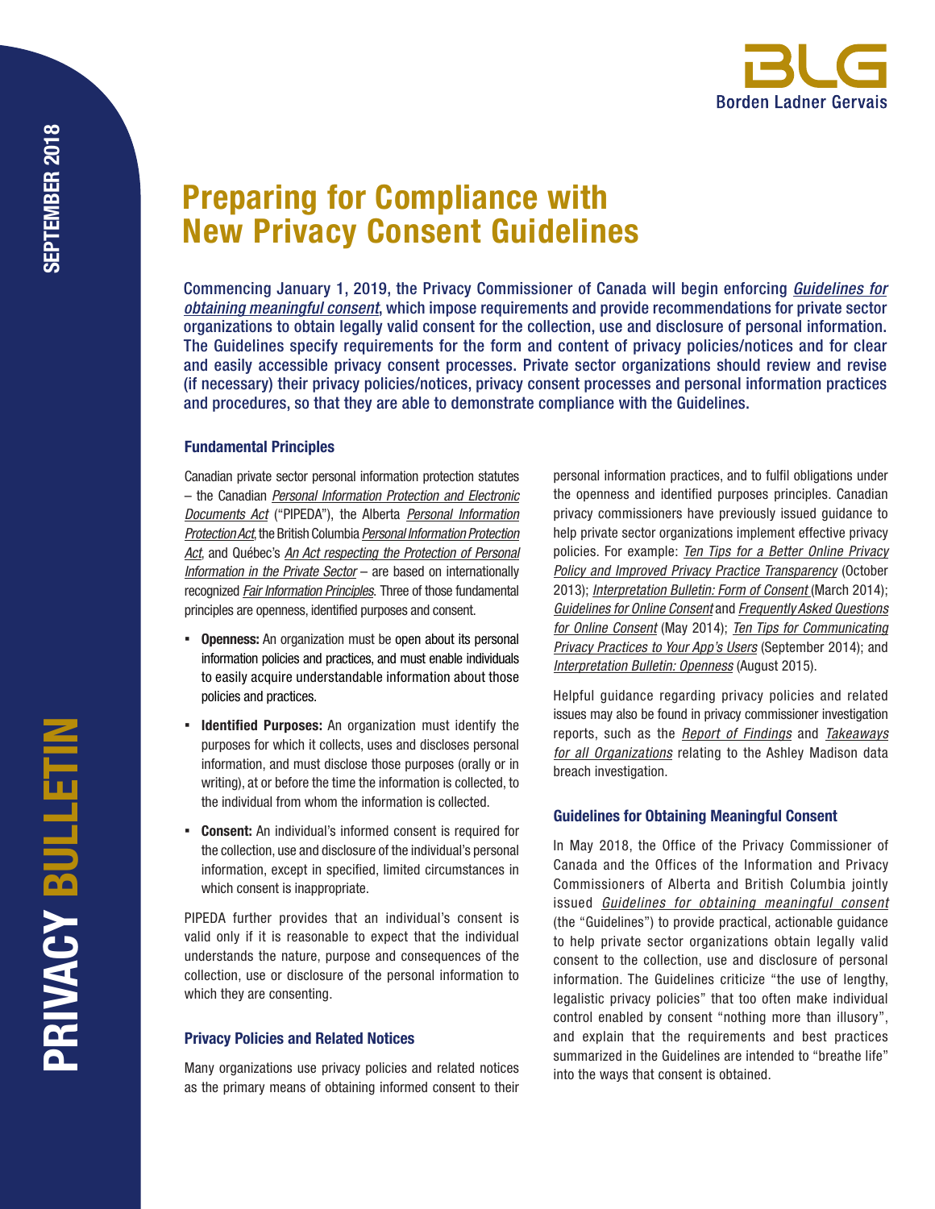# Preparing for Compliance with New Privacy Consent Guidelines

Commencing January 1, 2019, the Privacy Commissioner of Canada will begin enforcing *Guidelines for obtaining meaningful consent*, which impose requirements and provide recommendations for private sector organizations to obtain legally valid consent for the collection, use and disclosure of personal information. The Guidelines specify requirements for the form and content of privacy policies/notices and for clear and easily accessible privacy consent processes. Private sector organizations should review and revise (if necessary) their privacy policies/notices, privacy consent processes and personal information practices and procedures, so that they are able to demonstrate compliance with the Guidelines.

### Fundamental Principles

Canadian private sector personal information protection statutes – the Canadian *Personal Information Protection and Electronic Documents Act* ("PIPEDA"), the Alberta *Personal Information Protection Act*, the British Columbia *Personal Information Protection Act*, and Québec's *An Act respecting the Protection of Personal Information in the Private Sector* – are based on internationally recognized *Fair Information Principles*. Three of those fundamental principles are openness, identified purposes and consent.

- **Openness:** An organization must be open about its personal information policies and practices, and must enable individuals to easily acquire understandable information about those policies and practices.
- **Identified Purposes:** An organization must identify the purposes for which it collects, uses and discloses personal information, and must disclose those purposes (orally or in writing), at or before the time the information is collected, to the individual from whom the information is collected.
- **Consent:** An individual's informed consent is required for the collection, use and disclosure of the individual's personal information, except in specified, limited circumstances in which consent is inappropriate.

PIPEDA further provides that an individual's consent is valid only if it is reasonable to expect that the individual understands the nature, purpose and consequences of the collection, use or disclosure of the personal information to which they are consenting.

### Privacy Policies and Related Notices

Many organizations use privacy policies and related notices as the primary means of obtaining informed consent to their personal information practices, and to fulfil obligations under the openness and identified purposes principles. Canadian privacy commissioners have previously issued guidance to help private sector organizations implement effective privacy policies. For example: *Ten Tips for a Better Online Privacy Policy and Improved Privacy Practice Transparency* (October 2013); *Interpretation Bulletin: Form of Consent* (March 2014); *Guidelines for Online Consent* and *Frequently Asked Questions for Online Consent* (May 2014); *Ten Tips for Communicating Privacy Practices to Your App's Users* (September 2014); and *Interpretation Bulletin: Openness* (August 2015).

Helpful guidance regarding privacy policies and related issues may also be found in privacy commissioner investigation reports, such as the *Report of Findings* and *Takeaways for all Organizations* relating to the Ashley Madison data breach investigation.

### Guidelines for Obtaining Meaningful Consent

In May 2018, the Office of the Privacy Commissioner of Canada and the Offices of the Information and Privacy Commissioners of Alberta and British Columbia jointly issued *Guidelines for obtaining meaningful consent* (the "Guidelines") to provide practical, actionable guidance to help private sector organizations obtain legally valid consent to the collection, use and disclosure of personal information. The Guidelines criticize "the use of lengthy, legalistic privacy policies" that too often make individual control enabled by consent "nothing more than illusory", and explain that the requirements and best practices summarized in the Guidelines are intended to "breathe life" into the ways that consent is obtained.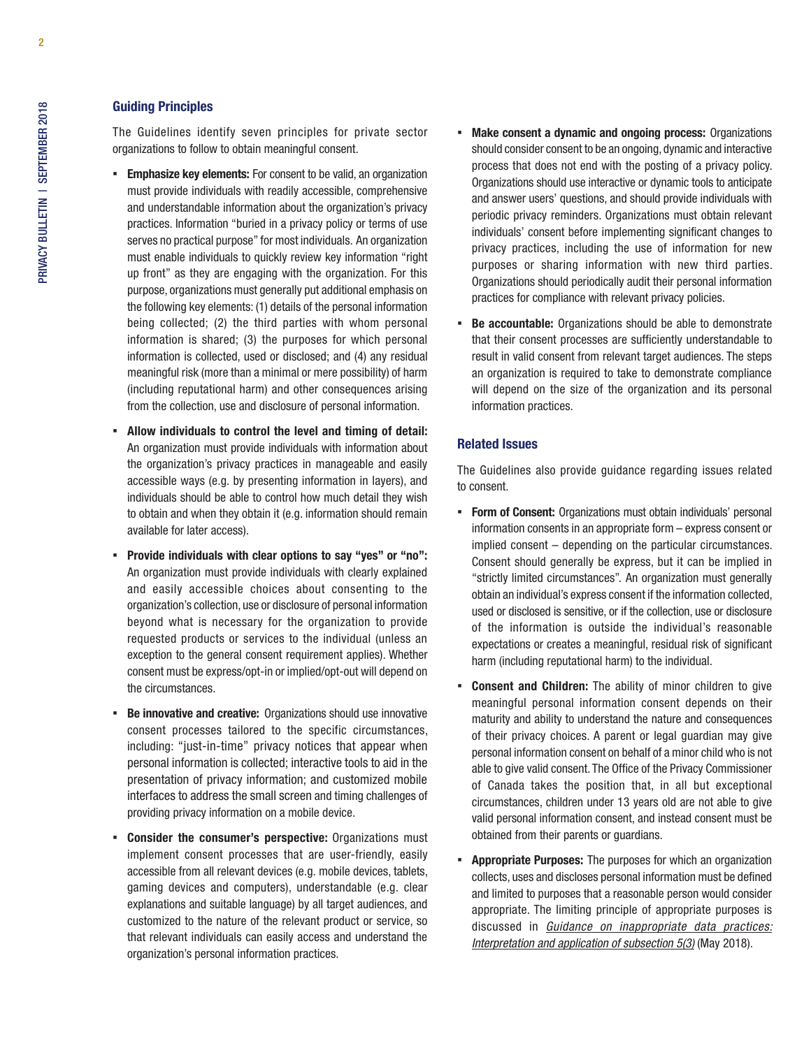## Guiding Principles

The Guidelines identify seven principles for private sector organizations to follow to obtain meaningful consent.

- **Emphasize key elements:** For consent to be valid, an organization must provide individuals with readily accessible, comprehensive and understandable information about the organization's privacy practices. Information "buried in a privacy policy or terms of use serves no practical purpose" for most individuals. An organization must enable individuals to quickly review key information "right up front" as they are engaging with the organization. For this purpose, organizations must generally put additional emphasis on the following key elements: (1) details of the personal information being collected; (2) the third parties with whom personal information is shared; (3) the purposes for which personal information is collected, used or disclosed; and (4) any residual meaningful risk (more than a minimal or mere possibility) of harm (including reputational harm) and other consequences arising from the collection, use and disclosure of personal information.
- **Allow individuals to control the level and timing of detail:** An organization must provide individuals with information about the organization's privacy practices in manageable and easily accessible ways (e.g. by presenting information in layers), and individuals should be able to control how much detail they wish to obtain and when they obtain it (e.g. information should remain available for later access).
- **Provide individuals with clear options to say "yes" or "no":** An organization must provide individuals with clearly explained and easily accessible choices about consenting to the organization's collection, use or disclosure of personal information beyond what is necessary for the organization to provide requested products or services to the individual (unless an exception to the general consent requirement applies). Whether consent must be express/opt-in or implied/opt-out will depend on the circumstances.
- **Be innovative and creative:** Organizations should use innovative consent processes tailored to the specific circumstances, including: "just-in-time" privacy notices that appear when personal information is collected; interactive tools to aid in the presentation of privacy information; and customized mobile interfaces to address the small screen and timing challenges of providing privacy information on a mobile device.
- **Consider the consumer's perspective:** Organizations must implement consent processes that are user-friendly, easily accessible from all relevant devices (e.g. mobile devices, tablets, gaming devices and computers), understandable (e.g. clear explanations and suitable language) by all target audiences, and customized to the nature of the relevant product or service, so that relevant individuals can easily access and understand the organization's personal information practices.
- **Make consent a dynamic and ongoing process:** Organizations should consider consent to be an ongoing, dynamic and interactive process that does not end with the posting of a privacy policy. Organizations should use interactive or dynamic tools to anticipate and answer users' questions, and should provide individuals with periodic privacy reminders. Organizations must obtain relevant individuals' consent before implementing significant changes to privacy practices, including the use of information for new purposes or sharing information with new third parties. Organizations should periodically audit their personal information practices for compliance with relevant privacy policies.
- **Be accountable:** Organizations should be able to demonstrate that their consent processes are sufficiently understandable to result in valid consent from relevant target audiences. The steps an organization is required to take to demonstrate compliance will depend on the size of the organization and its personal information practices.

## Related Issues

The Guidelines also provide guidance regarding issues related to consent.

- **Form of Consent:** Organizations must obtain individuals' personal information consents in an appropriate form – express consent or implied consent – depending on the particular circumstances. Consent should generally be express, but it can be implied in "strictly limited circumstances". An organization must generally obtain an individual's express consent if the information collected, used or disclosed is sensitive, or if the collection, use or disclosure of the information is outside the individual's reasonable expectations or creates a meaningful, residual risk of significant harm (including reputational harm) to the individual.
- **Consent and Children:** The ability of minor children to give meaningful personal information consent depends on their maturity and ability to understand the nature and consequences of their privacy choices. A parent or legal guardian may give personal information consent on behalf of a minor child who is not able to give valid consent. The Office of the Privacy Commissioner of Canada takes the position that, in all but exceptional circumstances, children under 13 years old are not able to give valid personal information consent, and instead consent must be obtained from their parents or guardians.
- **Appropriate Purposes:** The purposes for which an organization collects, uses and discloses personal information must be defined and limited to purposes that a reasonable person would consider appropriate. The limiting principle of appropriate purposes is discussed in *Guidance on inappropriate data practices: Interpretation and application of subsection 5(3)* (May 2018).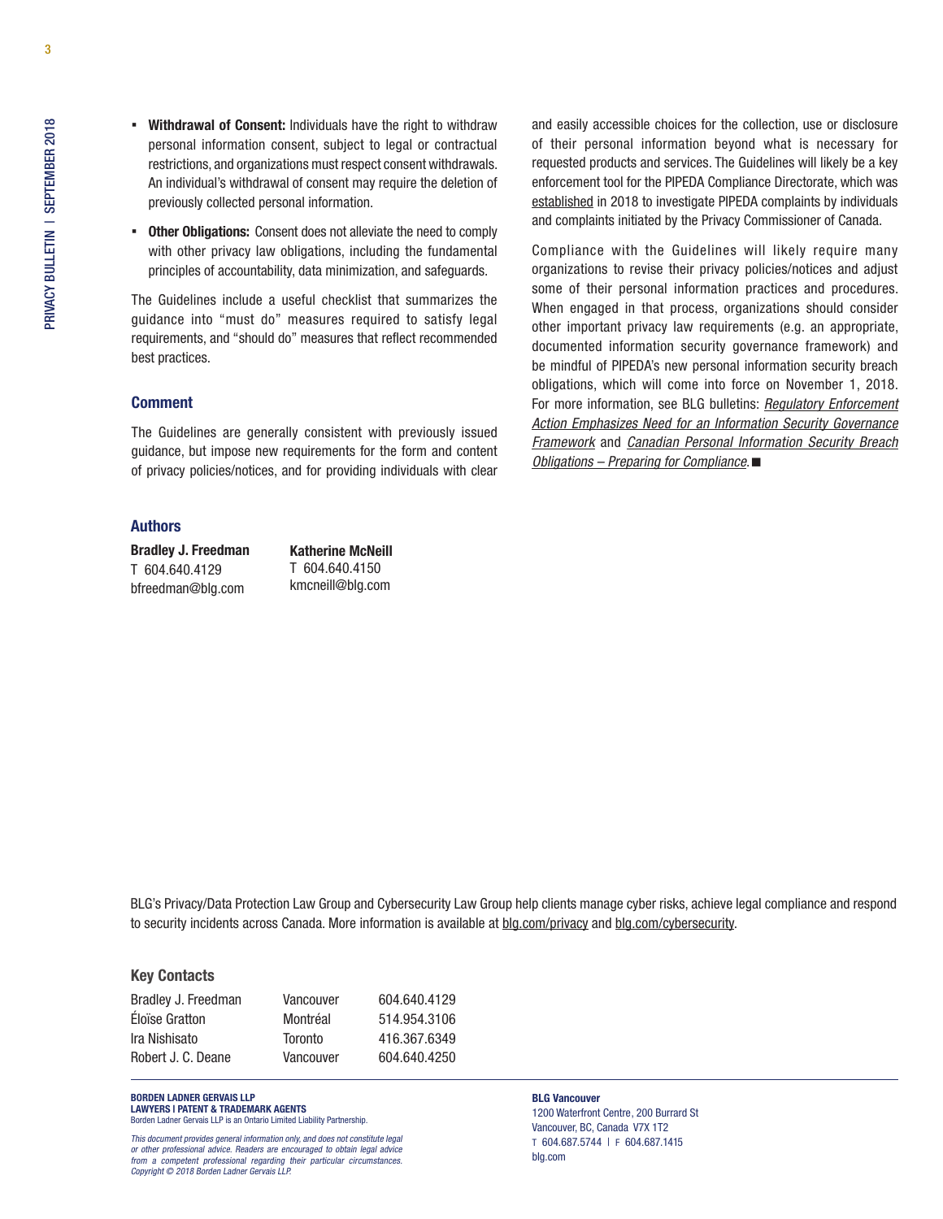- **Withdrawal of Consent:** Individuals have the right to withdraw personal information consent, subject to legal or contractual restrictions, and organizations must respect consent withdrawals. An individual's withdrawal of consent may require the deletion of previously collected personal information.
- **Other Obligations:** Consent does not alleviate the need to comply with other privacy law obligations, including the fundamental principles of accountability, data minimization, and safeguards.

The Guidelines include a useful checklist that summarizes the guidance into "must do" measures required to satisfy legal requirements, and "should do" measures that reflect recommended best practices.

### Comment

The Guidelines are generally consistent with previously issued guidance, but impose new requirements for the form and content of privacy policies/notices, and for providing individuals with clear and easily accessible choices for the collection, use or disclosure of their personal information beyond what is necessary for requested products and services. The Guidelines will likely be a key enforcement tool for the PIPEDA Compliance Directorate, which was established in 2018 to investigate PIPEDA complaints by individuals and complaints initiated by the Privacy Commissioner of Canada.

Compliance with the Guidelines will likely require many organizations to revise their privacy policies/notices and adjust some of their personal information practices and procedures. When engaged in that process, organizations should consider other important privacy law requirements (e.g. an appropriate, documented information security governance framework) and be mindful of PIPEDA's new personal information security breach obligations, which will come into force on November 1, 2018. For more information, see BLG bulletins: *Regulatory Enforcement Action Emphasizes Need for an Information Security Governance Framework* and *Canadian Personal Information Security Breach Obligations – Preparing for Compliance*. ■

### Authors

**Bradley J. Freedman**
T 604.640.4129
bfreedman@blg.com

**Katherine McNeill**
T 604.640.4150
kmcneill@blg.com

BLG's Privacy/Data Protection Law Group and Cybersecurity Law Group help clients manage cyber risks, achieve legal compliance and respond to security incidents across Canada. More information is available at blg.com/privacy and blg.com/cybersecurity.

### Key Contacts

| | | |
|---|---|---|
| Bradley J. Freedman | Vancouver | 604.640.4129 |
| Éloïse Gratton | Montréal | 514.954.3106 |
| Ira Nishisato | Toronto | 416.367.6349 |
| Robert J. C. Deane | Vancouver | 604.640.4250 |

**BORDEN LADNER GERVAIS LLP**
**LAWYERS | PATENT & TRADEMARK AGENTS**
Borden Ladner Gervais LLP is an Ontario Limited Liability Partnership.

*This document provides general information only, and does not constitute legal or other professional advice. Readers are encouraged to obtain legal advice from a competent professional regarding their particular circumstances. Copyright © 2018 Borden Ladner Gervais LLP.*

**BLG Vancouver**
1200 Waterfront Centre, 200 Burrard St
Vancouver, BC, Canada V7X 1T2
T 604.687.5744 | F 604.687.1415
blg.com